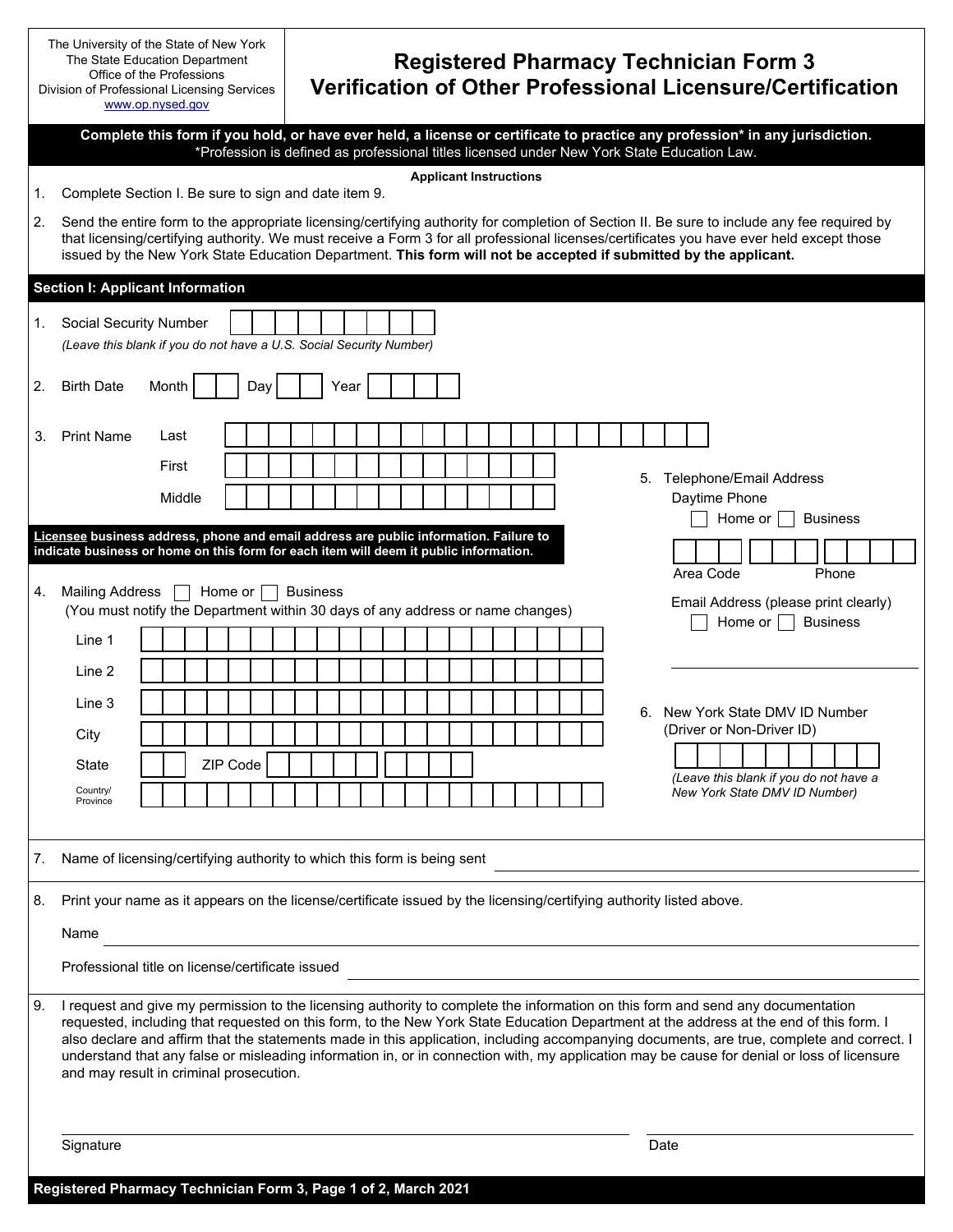The University of the State of New York
The State Education Department
Office of the Professions
Division of Professional Licensing Services
www.op.nysed.gov

# Registered Pharmacy Technician Form 3
# Verification of Other Professional Licensure/Certification

**Complete this form if you hold, or have ever held, a license or certificate to practice any profession* in any jurisdiction.**
*Profession is defined as professional titles licensed under New York State Education Law.

**Applicant Instructions**

1. Complete Section I. Be sure to sign and date item 9.
2. Send the entire form to the appropriate licensing/certifying authority for completion of Section II. Be sure to include any fee required by that licensing/certifying authority. We must receive a Form 3 for all professional licenses/certificates you have ever held except those issued by the New York State Education Department. **This form will not be accepted if submitted by the applicant.**

## Section I: Applicant Information

1. Social Security Number
   *(Leave this blank if you do not have a U.S. Social Security Number)*

2. Birth Date Month Day Year

3. Print Name
   Last
   First
   Middle

**Licensee business address, phone and email address are public information. Failure to indicate business or home on this form for each item will deem it public information.**

4. Mailing Address ☐ Home or ☐ Business
   (You must notify the Department within 30 days of any address or name changes)
   Line 1
   Line 2
   Line 3
   City
   State ZIP Code
   Country/Province

5. Telephone/Email Address
   Daytime Phone ☐ Home or ☐ Business
   Area Code Phone
   Email Address (please print clearly) ☐ Home or ☐ Business

6. New York State DMV ID Number (Driver or Non-Driver ID)
   *(Leave this blank if you do not have a New York State DMV ID Number)*

7. Name of licensing/certifying authority to which this form is being sent

8. Print your name as it appears on the license/certificate issued by the licensing/certifying authority listed above.
   Name
   Professional title on license/certificate issued

9. I request and give my permission to the licensing authority to complete the information on this form and send any documentation requested, including that requested on this form, to the New York State Education Department at the address at the end of this form. I also declare and affirm that the statements made in this application, including accompanying documents, are true, complete and correct. I understand that any false or misleading information in, or in connection with, my application may be cause for denial or loss of licensure and may result in criminal prosecution.

   Signature Date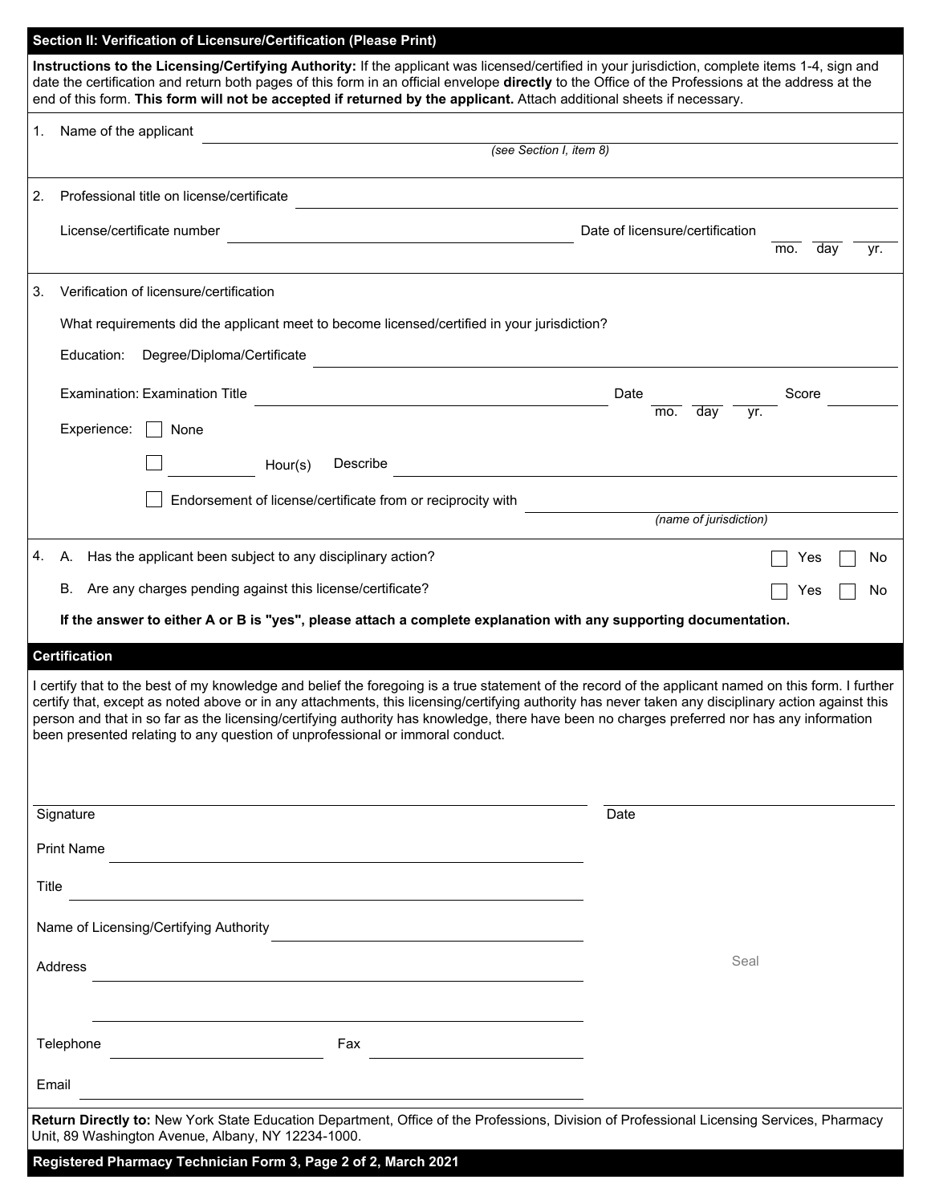## Section II: Verification of Licensure/Certification (Please Print)

**Instructions to the Licensing/Certifying Authority:** If the applicant was licensed/certified in your jurisdiction, complete items 1-4, sign and date the certification and return both pages of this form in an official envelope **directly** to the Office of the Professions at the address at the end of this form. **This form will not be accepted if returned by the applicant.** Attach additional sheets if necessary.

1. Name of the applicant ______________________________
   *(see Section I, item 8)*

2. Professional title on license/certificate ______________________________

   License/certificate number ______________________________ Date of licensure/certification ____ ____ ____
   mo. day yr.

3. Verification of licensure/certification

   What requirements did the applicant meet to become licensed/certified in your jurisdiction?

   Education: Degree/Diploma/Certificate ______________________________

   Examination: Examination Title ______________________________ Date ____ ____ ____ Score ________
   mo. day yr.

   Experience: ☐ None

   ☐ ________ Hour(s) Describe ______________________________

   ☐ Endorsement of license/certificate from or reciprocity with ______________________________
   *(name of jurisdiction)*

4. A. Has the applicant been subject to any disciplinary action? ☐ Yes ☐ No

   B. Are any charges pending against this license/certificate? ☐ Yes ☐ No

   **If the answer to either A or B is "yes", please attach a complete explanation with any supporting documentation.**

## Certification

I certify that to the best of my knowledge and belief the foregoing is a true statement of the record of the applicant named on this form. I further certify that, except as noted above or in any attachments, this licensing/certifying authority has never taken any disciplinary action against this person and that in so far as the licensing/certifying authority has knowledge, there have been no charges preferred nor has any information been presented relating to any question of unprofessional or immoral conduct.

______________________________ ______________________________
Signature Date

Print Name ______________________________

Title ______________________________

Name of Licensing/Certifying Authority ______________________________

Address ______________________________

______________________________

Telephone ______________________________ Fax ______________________________

Email ______________________________

Seal

**Return Directly to:** New York State Education Department, Office of the Professions, Division of Professional Licensing Services, Pharmacy Unit, 89 Washington Avenue, Albany, NY 12234-1000.

**Registered Pharmacy Technician Form 3, Page 2 of 2, March 2021**